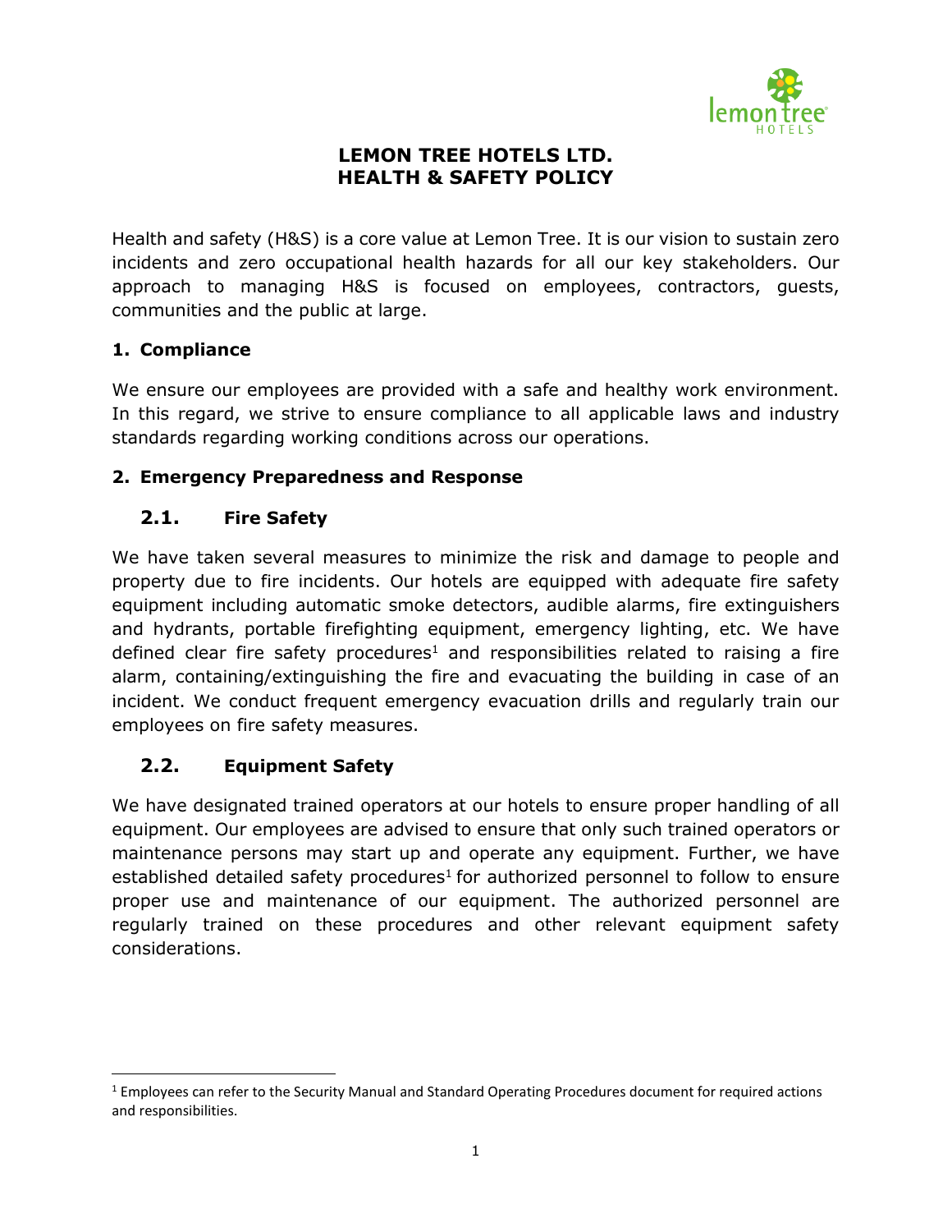# LEMON TREE HOTELS LTD.
# HEALTH & SAFETY POLICY

Health and safety (H&S) is a core value at Lemon Tree. It is our vision to sustain zero incidents and zero occupational health hazards for all our key stakeholders. Our approach to managing H&S is focused on employees, contractors, guests, communities and the public at large.

## 1. Compliance

We ensure our employees are provided with a safe and healthy work environment. In this regard, we strive to ensure compliance to all applicable laws and industry standards regarding working conditions across our operations.

## 2. Emergency Preparedness and Response

### 2.1. Fire Safety

We have taken several measures to minimize the risk and damage to people and property due to fire incidents. Our hotels are equipped with adequate fire safety equipment including automatic smoke detectors, audible alarms, fire extinguishers and hydrants, portable firefighting equipment, emergency lighting, etc. We have defined clear fire safety procedures[1] and responsibilities related to raising a fire alarm, containing/extinguishing the fire and evacuating the building in case of an incident. We conduct frequent emergency evacuation drills and regularly train our employees on fire safety measures.

### 2.2. Equipment Safety

We have designated trained operators at our hotels to ensure proper handling of all equipment. Our employees are advised to ensure that only such trained operators or maintenance persons may start up and operate any equipment. Further, we have established detailed safety procedures[1] for authorized personnel to follow to ensure proper use and maintenance of our equipment. The authorized personnel are regularly trained on these procedures and other relevant equipment safety considerations.

---

[1] Employees can refer to the Security Manual and Standard Operating Procedures document for required actions and responsibilities.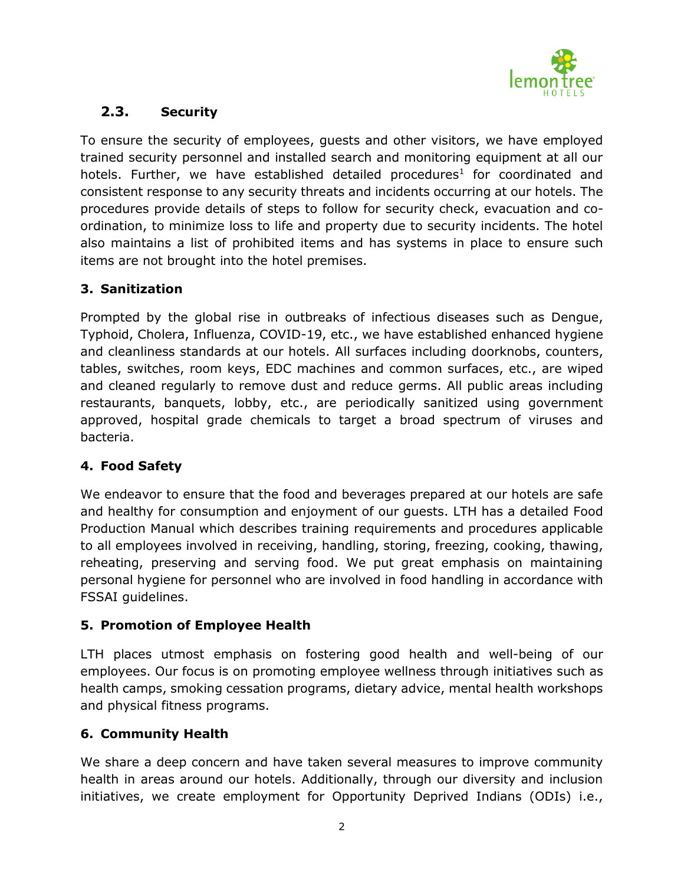### 2.3. Security

To ensure the security of employees, guests and other visitors, we have employed trained security personnel and installed search and monitoring equipment at all our hotels. Further, we have established detailed procedures[1] for coordinated and consistent response to any security threats and incidents occurring at our hotels. The procedures provide details of steps to follow for security check, evacuation and co-ordination, to minimize loss to life and property due to security incidents. The hotel also maintains a list of prohibited items and has systems in place to ensure such items are not brought into the hotel premises.

## 3. Sanitization

Prompted by the global rise in outbreaks of infectious diseases such as Dengue, Typhoid, Cholera, Influenza, COVID-19, etc., we have established enhanced hygiene and cleanliness standards at our hotels. All surfaces including doorknobs, counters, tables, switches, room keys, EDC machines and common surfaces, etc., are wiped and cleaned regularly to remove dust and reduce germs. All public areas including restaurants, banquets, lobby, etc., are periodically sanitized using government approved, hospital grade chemicals to target a broad spectrum of viruses and bacteria.

## 4. Food Safety

We endeavor to ensure that the food and beverages prepared at our hotels are safe and healthy for consumption and enjoyment of our guests. LTH has a detailed Food Production Manual which describes training requirements and procedures applicable to all employees involved in receiving, handling, storing, freezing, cooking, thawing, reheating, preserving and serving food. We put great emphasis on maintaining personal hygiene for personnel who are involved in food handling in accordance with FSSAI guidelines.

## 5. Promotion of Employee Health

LTH places utmost emphasis on fostering good health and well-being of our employees. Our focus is on promoting employee wellness through initiatives such as health camps, smoking cessation programs, dietary advice, mental health workshops and physical fitness programs.

## 6. Community Health

We share a deep concern and have taken several measures to improve community health in areas around our hotels. Additionally, through our diversity and inclusion initiatives, we create employment for Opportunity Deprived Indians (ODIs) i.e.,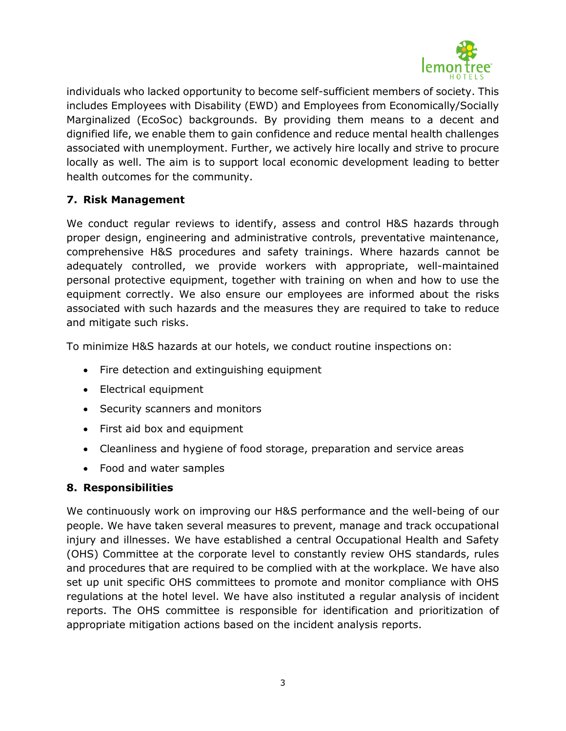individuals who lacked opportunity to become self-sufficient members of society. This includes Employees with Disability (EWD) and Employees from Economically/Socially Marginalized (EcoSoc) backgrounds. By providing them means to a decent and dignified life, we enable them to gain confidence and reduce mental health challenges associated with unemployment. Further, we actively hire locally and strive to procure locally as well. The aim is to support local economic development leading to better health outcomes for the community.

## 7. Risk Management

We conduct regular reviews to identify, assess and control H&S hazards through proper design, engineering and administrative controls, preventative maintenance, comprehensive H&S procedures and safety trainings. Where hazards cannot be adequately controlled, we provide workers with appropriate, well-maintained personal protective equipment, together with training on when and how to use the equipment correctly. We also ensure our employees are informed about the risks associated with such hazards and the measures they are required to take to reduce and mitigate such risks.

To minimize H&S hazards at our hotels, we conduct routine inspections on:

- Fire detection and extinguishing equipment
- Electrical equipment
- Security scanners and monitors
- First aid box and equipment
- Cleanliness and hygiene of food storage, preparation and service areas
- Food and water samples

## 8. Responsibilities

We continuously work on improving our H&S performance and the well-being of our people. We have taken several measures to prevent, manage and track occupational injury and illnesses. We have established a central Occupational Health and Safety (OHS) Committee at the corporate level to constantly review OHS standards, rules and procedures that are required to be complied with at the workplace. We have also set up unit specific OHS committees to promote and monitor compliance with OHS regulations at the hotel level. We have also instituted a regular analysis of incident reports. The OHS committee is responsible for identification and prioritization of appropriate mitigation actions based on the incident analysis reports.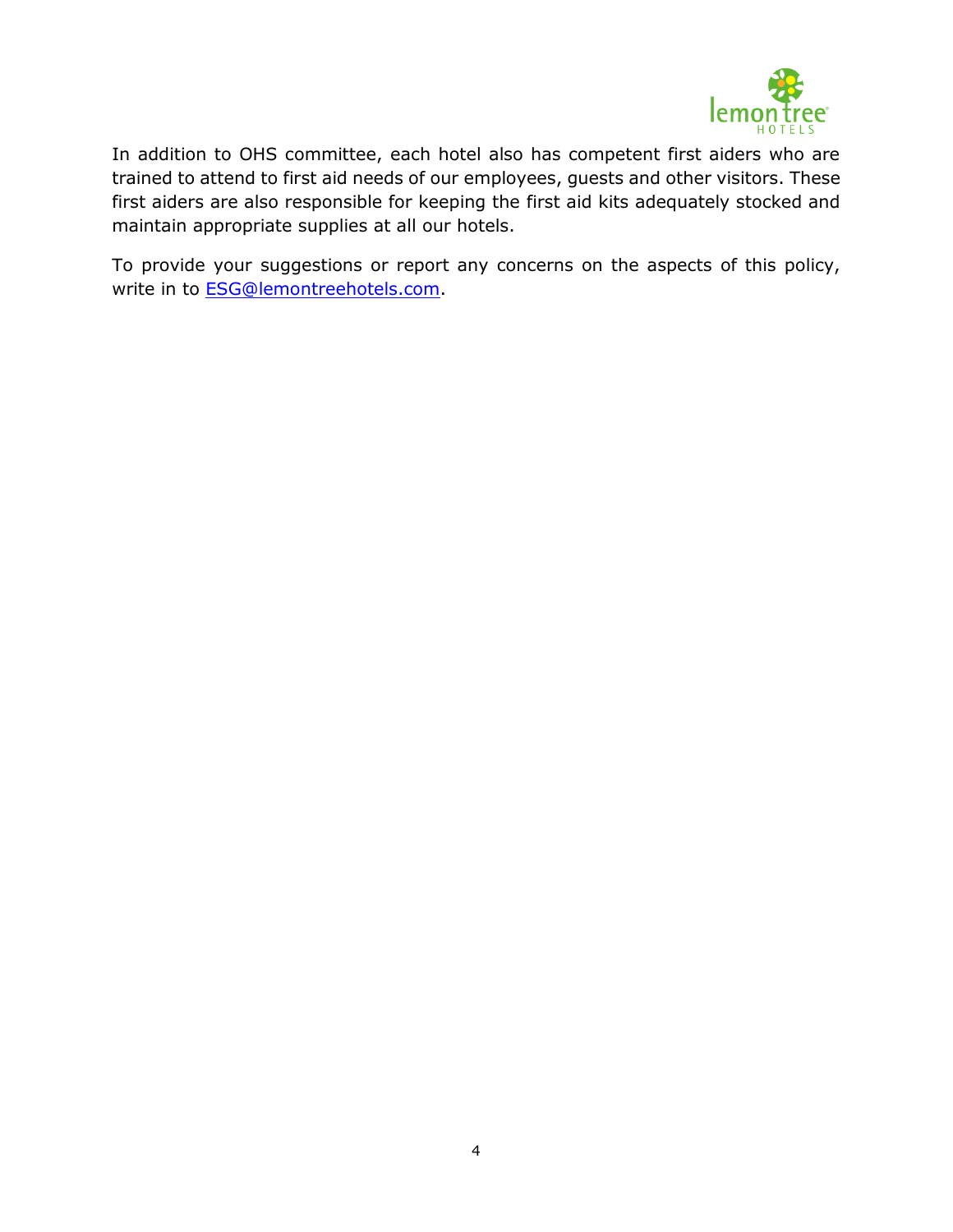In addition to OHS committee, each hotel also has competent first aiders who are trained to attend to first aid needs of our employees, guests and other visitors. These first aiders are also responsible for keeping the first aid kits adequately stocked and maintain appropriate supplies at all our hotels.

To provide your suggestions or report any concerns on the aspects of this policy, write in to ESG@lemontreehotels.com.